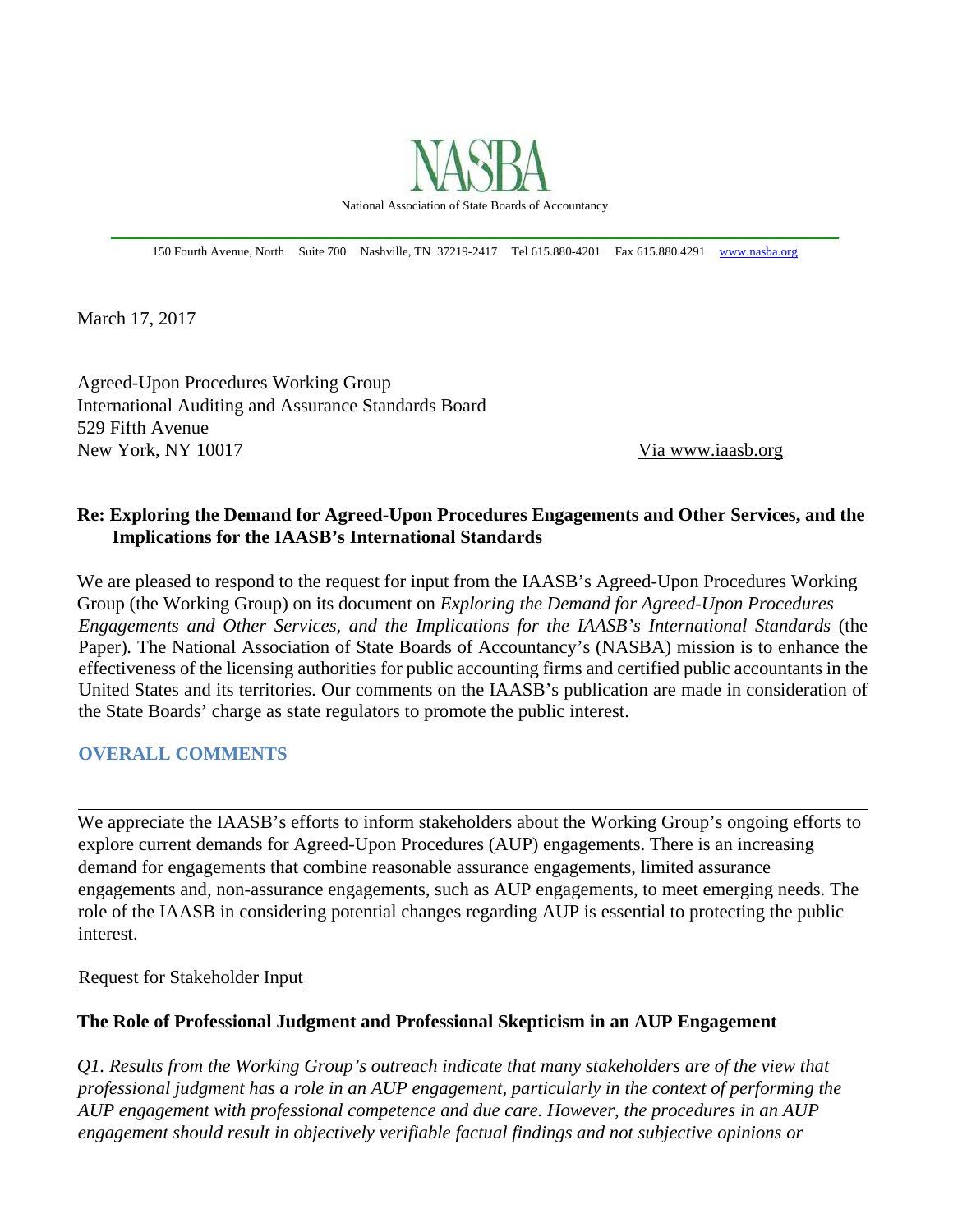NASBA

National Association of State Boards of Accountancy

150 Fourth Avenue, North Suite 700 Nashville, TN 37219-2417 Tel 615.880-4201 Fax 615.880.4291 www.nasba.org

March 17, 2017

Agreed-Upon Procedures Working Group
International Auditing and Assurance Standards Board
529 Fifth Avenue
New York, NY 10017

Via www.iaasb.org

**Re: Exploring the Demand for Agreed-Upon Procedures Engagements and Other Services, and the Implications for the IAASB's International Standards**

We are pleased to respond to the request for input from the IAASB's Agreed-Upon Procedures Working Group (the Working Group) on its document on *Exploring the Demand for Agreed-Upon Procedures Engagements and Other Services, and the Implications for the IAASB's International Standards* (the Paper)*.* The National Association of State Boards of Accountancy's (NASBA) mission is to enhance the effectiveness of the licensing authorities for public accounting firms and certified public accountants in the United States and its territories. Our comments on the IAASB's publication are made in consideration of the State Boards' charge as state regulators to promote the public interest.

## OVERALL COMMENTS

We appreciate the IAASB's efforts to inform stakeholders about the Working Group's ongoing efforts to explore current demands for Agreed-Upon Procedures (AUP) engagements. There is an increasing demand for engagements that combine reasonable assurance engagements, limited assurance engagements and, non-assurance engagements, such as AUP engagements, to meet emerging needs. The role of the IAASB in considering potential changes regarding AUP is essential to protecting the public interest.

Request for Stakeholder Input

### The Role of Professional Judgment and Professional Skepticism in an AUP Engagement

*Q1. Results from the Working Group's outreach indicate that many stakeholders are of the view that professional judgment has a role in an AUP engagement, particularly in the context of performing the AUP engagement with professional competence and due care. However, the procedures in an AUP engagement should result in objectively verifiable factual findings and not subjective opinions or*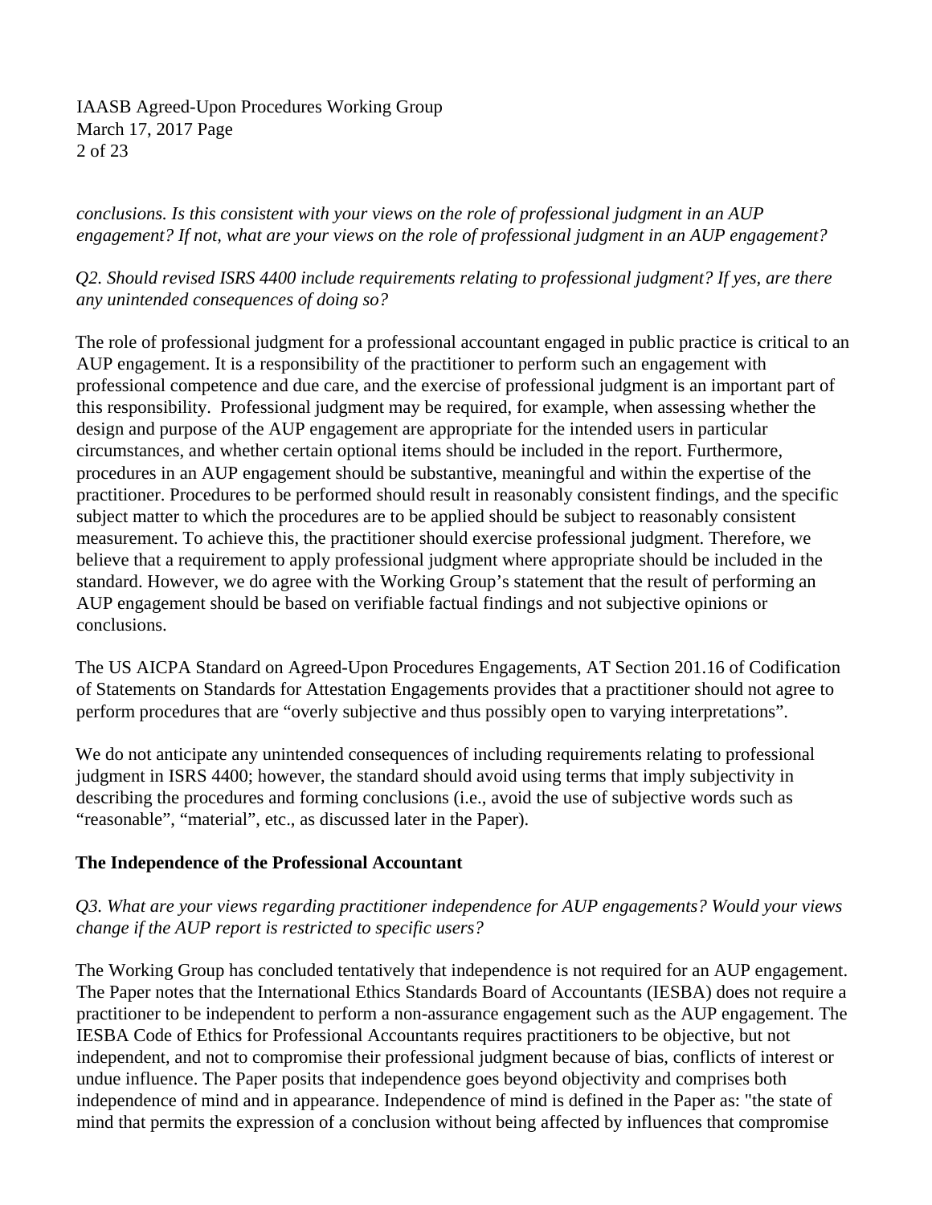*conclusions. Is this consistent with your views on the role of professional judgment in an AUP engagement? If not, what are your views on the role of professional judgment in an AUP engagement?*

*Q2. Should revised ISRS 4400 include requirements relating to professional judgment? If yes, are there any unintended consequences of doing so?*

The role of professional judgment for a professional accountant engaged in public practice is critical to an AUP engagement. It is a responsibility of the practitioner to perform such an engagement with professional competence and due care, and the exercise of professional judgment is an important part of this responsibility. Professional judgment may be required, for example, when assessing whether the design and purpose of the AUP engagement are appropriate for the intended users in particular circumstances, and whether certain optional items should be included in the report. Furthermore, procedures in an AUP engagement should be substantive, meaningful and within the expertise of the practitioner. Procedures to be performed should result in reasonably consistent findings, and the specific subject matter to which the procedures are to be applied should be subject to reasonably consistent measurement. To achieve this, the practitioner should exercise professional judgment. Therefore, we believe that a requirement to apply professional judgment where appropriate should be included in the standard. However, we do agree with the Working Group's statement that the result of performing an AUP engagement should be based on verifiable factual findings and not subjective opinions or conclusions.

The US AICPA Standard on Agreed-Upon Procedures Engagements, AT Section 201.16 of Codification of Statements on Standards for Attestation Engagements provides that a practitioner should not agree to perform procedures that are "overly subjective and thus possibly open to varying interpretations".

We do not anticipate any unintended consequences of including requirements relating to professional judgment in ISRS 4400; however, the standard should avoid using terms that imply subjectivity in describing the procedures and forming conclusions (i.e., avoid the use of subjective words such as "reasonable", "material", etc., as discussed later in the Paper).

**The Independence of the Professional Accountant**

*Q3. What are your views regarding practitioner independence for AUP engagements? Would your views change if the AUP report is restricted to specific users?*

The Working Group has concluded tentatively that independence is not required for an AUP engagement. The Paper notes that the International Ethics Standards Board of Accountants (IESBA) does not require a practitioner to be independent to perform a non-assurance engagement such as the AUP engagement. The IESBA Code of Ethics for Professional Accountants requires practitioners to be objective, but not independent, and not to compromise their professional judgment because of bias, conflicts of interest or undue influence. The Paper posits that independence goes beyond objectivity and comprises both independence of mind and in appearance. Independence of mind is defined in the Paper as: "the state of mind that permits the expression of a conclusion without being affected by influences that compromise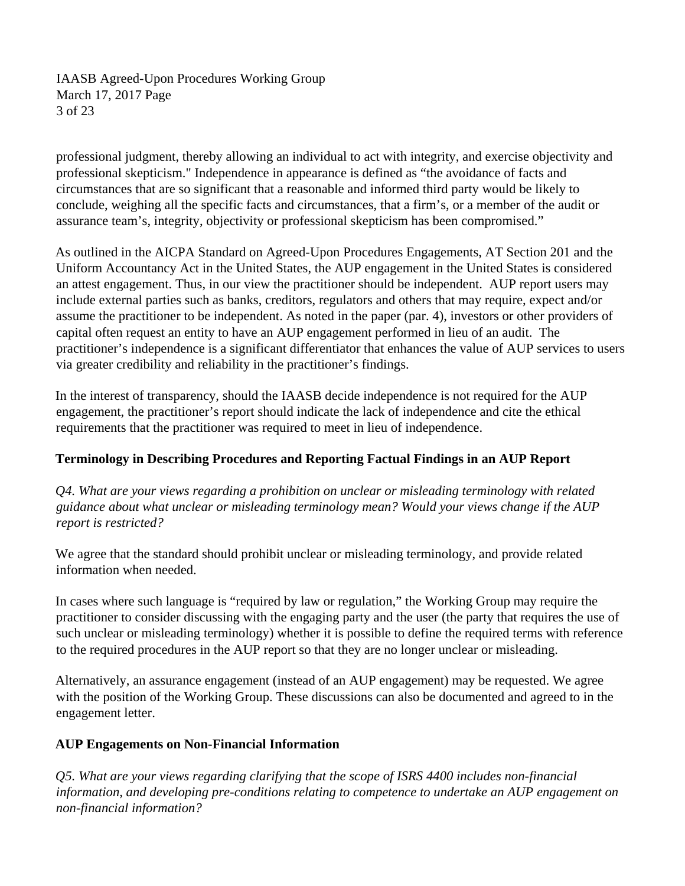professional judgment, thereby allowing an individual to act with integrity, and exercise objectivity and professional skepticism." Independence in appearance is defined as "the avoidance of facts and circumstances that are so significant that a reasonable and informed third party would be likely to conclude, weighing all the specific facts and circumstances, that a firm's, or a member of the audit or assurance team's, integrity, objectivity or professional skepticism has been compromised."

As outlined in the AICPA Standard on Agreed-Upon Procedures Engagements, AT Section 201 and the Uniform Accountancy Act in the United States, the AUP engagement in the United States is considered an attest engagement. Thus, in our view the practitioner should be independent. AUP report users may include external parties such as banks, creditors, regulators and others that may require, expect and/or assume the practitioner to be independent. As noted in the paper (par. 4), investors or other providers of capital often request an entity to have an AUP engagement performed in lieu of an audit. The practitioner's independence is a significant differentiator that enhances the value of AUP services to users via greater credibility and reliability in the practitioner's findings.

In the interest of transparency, should the IAASB decide independence is not required for the AUP engagement, the practitioner's report should indicate the lack of independence and cite the ethical requirements that the practitioner was required to meet in lieu of independence.

## Terminology in Describing Procedures and Reporting Factual Findings in an AUP Report

*Q4. What are your views regarding a prohibition on unclear or misleading terminology with related guidance about what unclear or misleading terminology mean? Would your views change if the AUP report is restricted?*

We agree that the standard should prohibit unclear or misleading terminology, and provide related information when needed.

In cases where such language is "required by law or regulation," the Working Group may require the practitioner to consider discussing with the engaging party and the user (the party that requires the use of such unclear or misleading terminology) whether it is possible to define the required terms with reference to the required procedures in the AUP report so that they are no longer unclear or misleading.

Alternatively, an assurance engagement (instead of an AUP engagement) may be requested. We agree with the position of the Working Group. These discussions can also be documented and agreed to in the engagement letter.

## AUP Engagements on Non-Financial Information

*Q5. What are your views regarding clarifying that the scope of ISRS 4400 includes non-financial information, and developing pre-conditions relating to competence to undertake an AUP engagement on non-financial information?*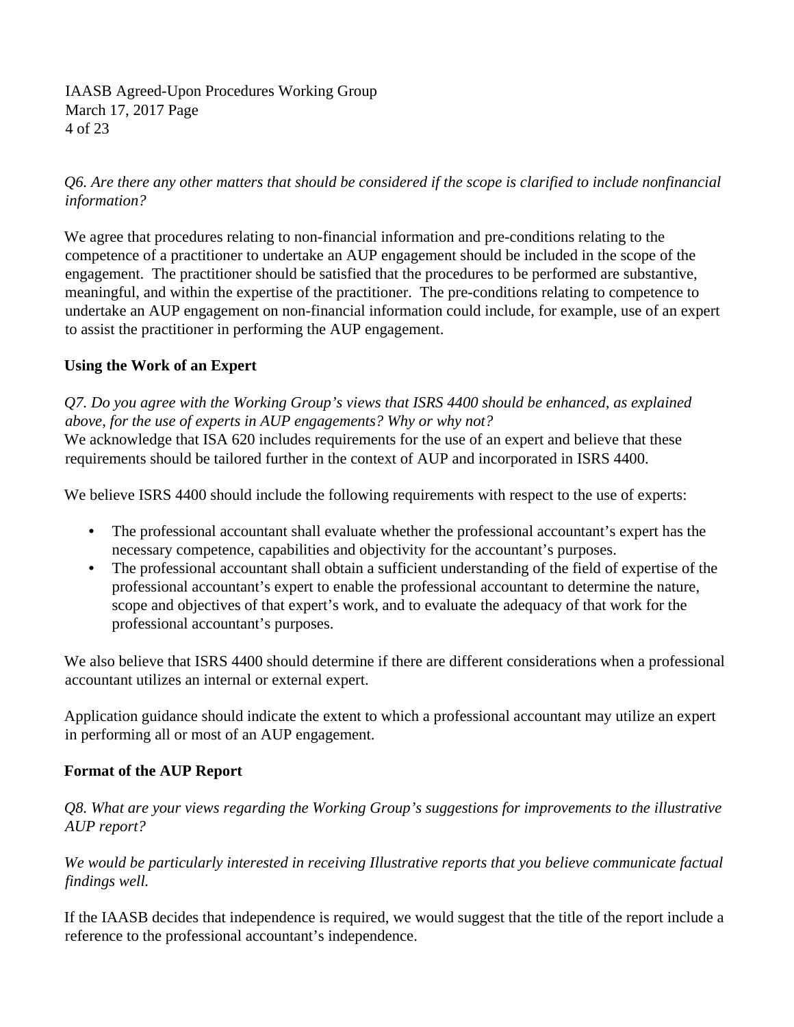*Q6. Are there any other matters that should be considered if the scope is clarified to include nonfinancial information?*

We agree that procedures relating to non-financial information and pre-conditions relating to the competence of a practitioner to undertake an AUP engagement should be included in the scope of the engagement. The practitioner should be satisfied that the procedures to be performed are substantive, meaningful, and within the expertise of the practitioner. The pre-conditions relating to competence to undertake an AUP engagement on non-financial information could include, for example, use of an expert to assist the practitioner in performing the AUP engagement.

**Using the Work of an Expert**

*Q7. Do you agree with the Working Group's views that ISRS 4400 should be enhanced, as explained above, for the use of experts in AUP engagements? Why or why not?*

We acknowledge that ISA 620 includes requirements for the use of an expert and believe that these requirements should be tailored further in the context of AUP and incorporated in ISRS 4400.

We believe ISRS 4400 should include the following requirements with respect to the use of experts:

- The professional accountant shall evaluate whether the professional accountant's expert has the necessary competence, capabilities and objectivity for the accountant's purposes.
- The professional accountant shall obtain a sufficient understanding of the field of expertise of the professional accountant's expert to enable the professional accountant to determine the nature, scope and objectives of that expert's work, and to evaluate the adequacy of that work for the professional accountant's purposes.

We also believe that ISRS 4400 should determine if there are different considerations when a professional accountant utilizes an internal or external expert.

Application guidance should indicate the extent to which a professional accountant may utilize an expert in performing all or most of an AUP engagement.

**Format of the AUP Report**

*Q8. What are your views regarding the Working Group's suggestions for improvements to the illustrative AUP report?*

*We would be particularly interested in receiving Illustrative reports that you believe communicate factual findings well.*

If the IAASB decides that independence is required, we would suggest that the title of the report include a reference to the professional accountant's independence.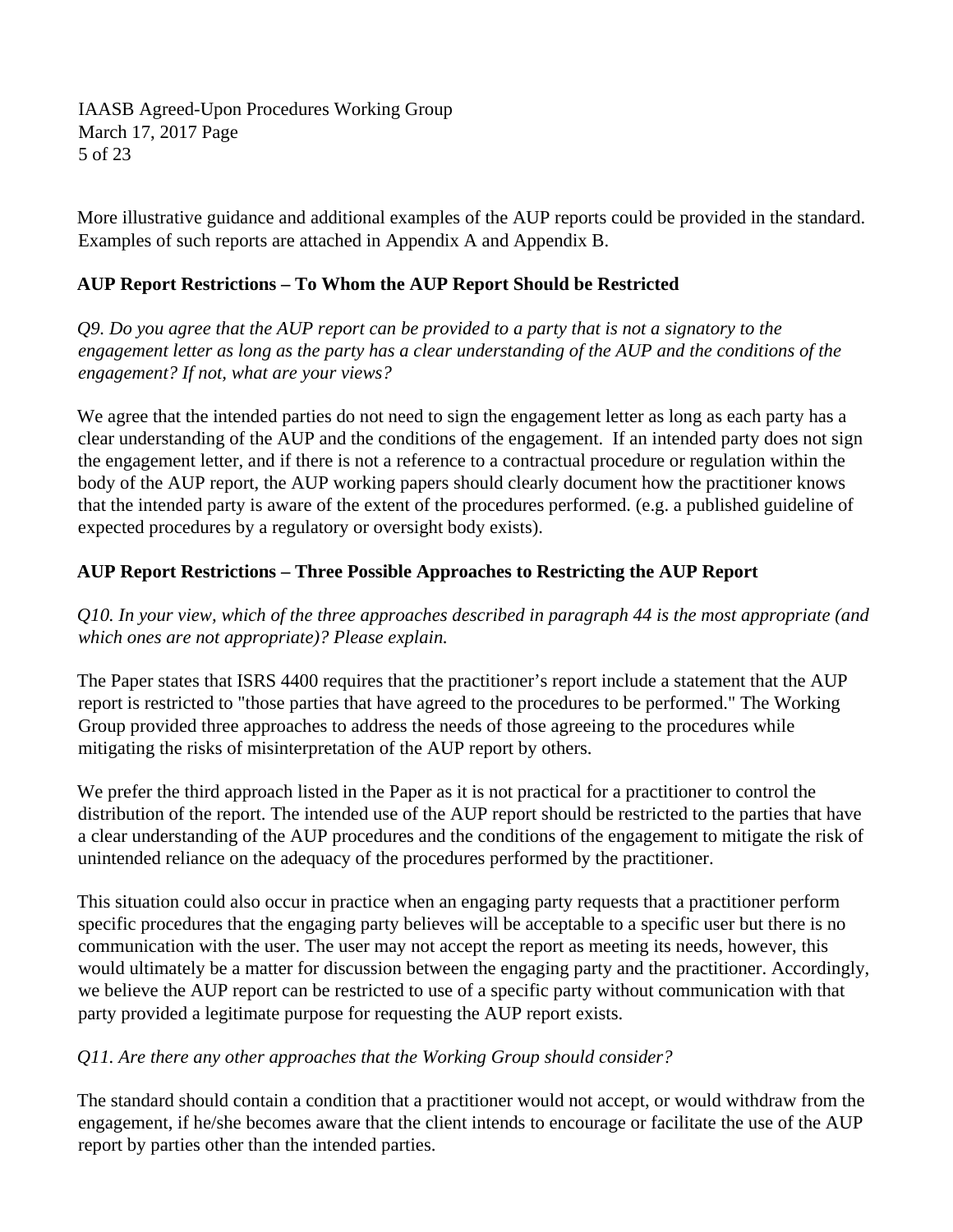More illustrative guidance and additional examples of the AUP reports could be provided in the standard. Examples of such reports are attached in Appendix A and Appendix B.

**AUP Report Restrictions – To Whom the AUP Report Should be Restricted**

*Q9. Do you agree that the AUP report can be provided to a party that is not a signatory to the engagement letter as long as the party has a clear understanding of the AUP and the conditions of the engagement? If not, what are your views?*

We agree that the intended parties do not need to sign the engagement letter as long as each party has a clear understanding of the AUP and the conditions of the engagement. If an intended party does not sign the engagement letter, and if there is not a reference to a contractual procedure or regulation within the body of the AUP report, the AUP working papers should clearly document how the practitioner knows that the intended party is aware of the extent of the procedures performed. (e.g. a published guideline of expected procedures by a regulatory or oversight body exists).

**AUP Report Restrictions – Three Possible Approaches to Restricting the AUP Report**

*Q10. In your view, which of the three approaches described in paragraph 44 is the most appropriate (and which ones are not appropriate)? Please explain.*

The Paper states that ISRS 4400 requires that the practitioner's report include a statement that the AUP report is restricted to "those parties that have agreed to the procedures to be performed." The Working Group provided three approaches to address the needs of those agreeing to the procedures while mitigating the risks of misinterpretation of the AUP report by others.

We prefer the third approach listed in the Paper as it is not practical for a practitioner to control the distribution of the report. The intended use of the AUP report should be restricted to the parties that have a clear understanding of the AUP procedures and the conditions of the engagement to mitigate the risk of unintended reliance on the adequacy of the procedures performed by the practitioner.

This situation could also occur in practice when an engaging party requests that a practitioner perform specific procedures that the engaging party believes will be acceptable to a specific user but there is no communication with the user. The user may not accept the report as meeting its needs, however, this would ultimately be a matter for discussion between the engaging party and the practitioner. Accordingly, we believe the AUP report can be restricted to use of a specific party without communication with that party provided a legitimate purpose for requesting the AUP report exists.

*Q11. Are there any other approaches that the Working Group should consider?*

The standard should contain a condition that a practitioner would not accept, or would withdraw from the engagement, if he/she becomes aware that the client intends to encourage or facilitate the use of the AUP report by parties other than the intended parties.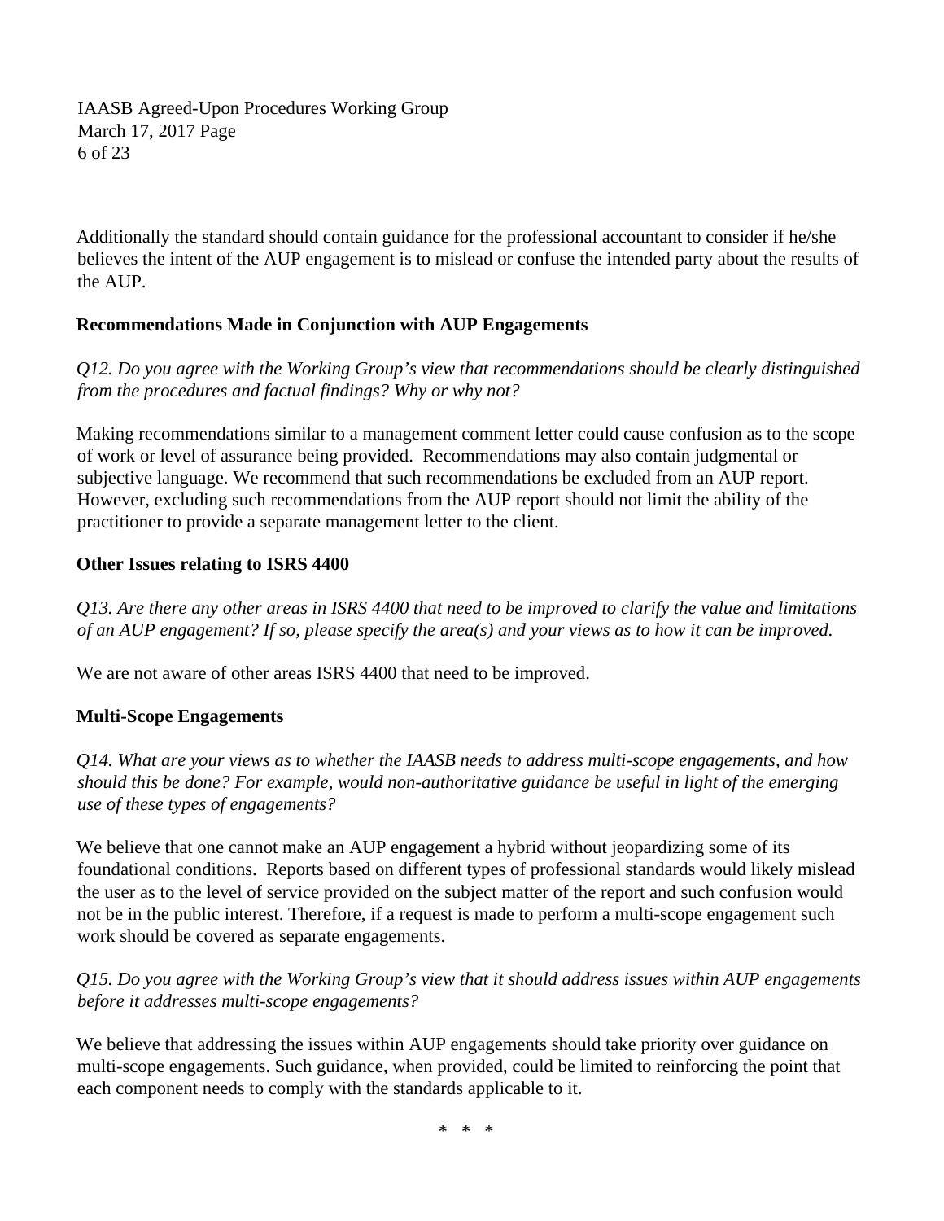Additionally the standard should contain guidance for the professional accountant to consider if he/she believes the intent of the AUP engagement is to mislead or confuse the intended party about the results of the AUP.

**Recommendations Made in Conjunction with AUP Engagements**

*Q12. Do you agree with the Working Group's view that recommendations should be clearly distinguished from the procedures and factual findings? Why or why not?*

Making recommendations similar to a management comment letter could cause confusion as to the scope of work or level of assurance being provided. Recommendations may also contain judgmental or subjective language. We recommend that such recommendations be excluded from an AUP report. However, excluding such recommendations from the AUP report should not limit the ability of the practitioner to provide a separate management letter to the client.

**Other Issues relating to ISRS 4400**

*Q13. Are there any other areas in ISRS 4400 that need to be improved to clarify the value and limitations of an AUP engagement? If so, please specify the area(s) and your views as to how it can be improved.*

We are not aware of other areas ISRS 4400 that need to be improved.

**Multi-Scope Engagements**

*Q14. What are your views as to whether the IAASB needs to address multi-scope engagements, and how should this be done? For example, would non-authoritative guidance be useful in light of the emerging use of these types of engagements?*

We believe that one cannot make an AUP engagement a hybrid without jeopardizing some of its foundational conditions. Reports based on different types of professional standards would likely mislead the user as to the level of service provided on the subject matter of the report and such confusion would not be in the public interest. Therefore, if a request is made to perform a multi-scope engagement such work should be covered as separate engagements.

*Q15. Do you agree with the Working Group's view that it should address issues within AUP engagements before it addresses multi-scope engagements?*

We believe that addressing the issues within AUP engagements should take priority over guidance on multi-scope engagements. Such guidance, when provided, could be limited to reinforcing the point that each component needs to comply with the standards applicable to it.

\* \* \*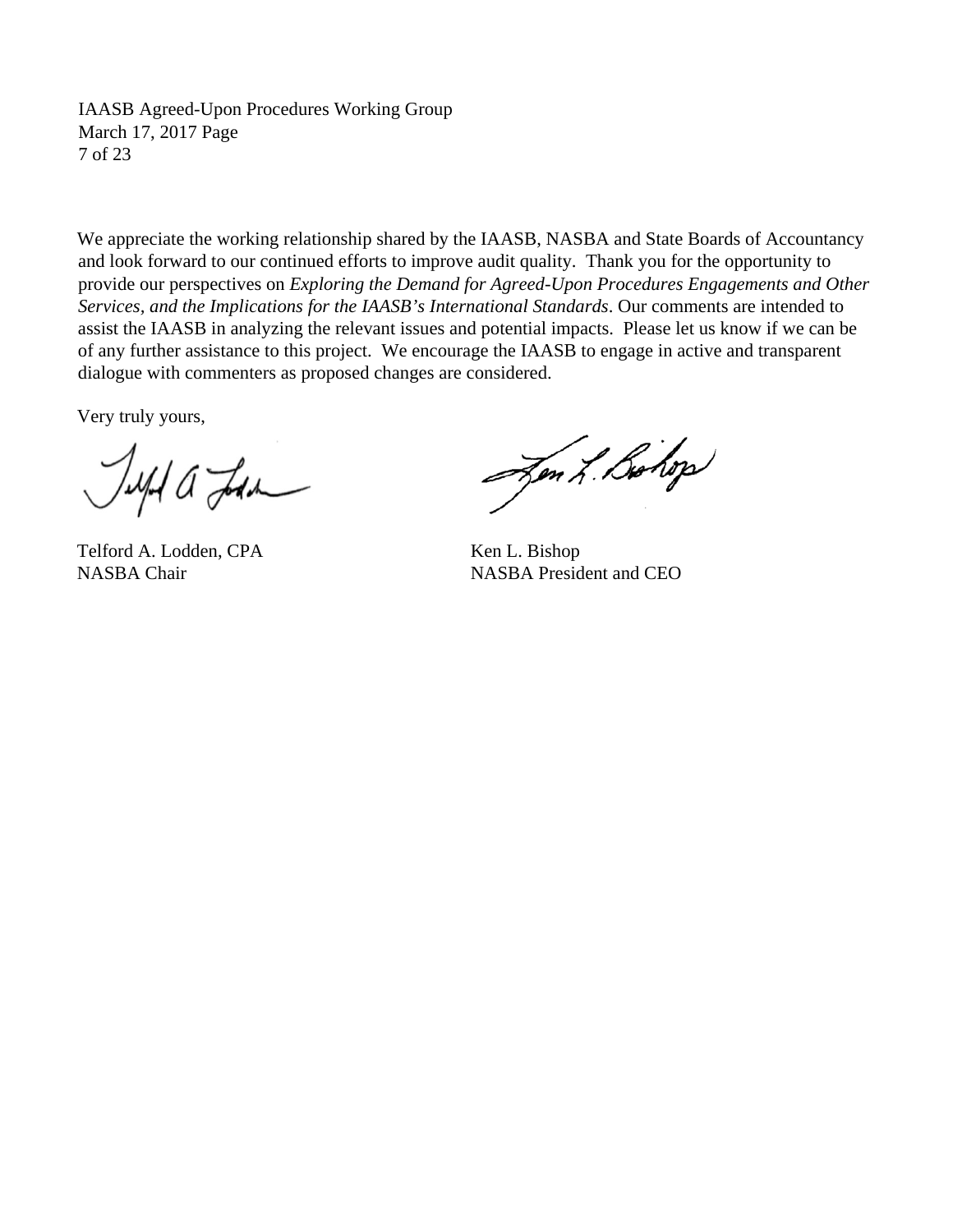We appreciate the working relationship shared by the IAASB, NASBA and State Boards of Accountancy and look forward to our continued efforts to improve audit quality. Thank you for the opportunity to provide our perspectives on *Exploring the Demand for Agreed-Upon Procedures Engagements and Other Services, and the Implications for the IAASB's International Standards*. Our comments are intended to assist the IAASB in analyzing the relevant issues and potential impacts. Please let us know if we can be of any further assistance to this project. We encourage the IAASB to engage in active and transparent dialogue with commenters as proposed changes are considered.

Very truly yours,

Telford A. Lodden, CPA
NASBA Chair

Ken L. Bishop
NASBA President and CEO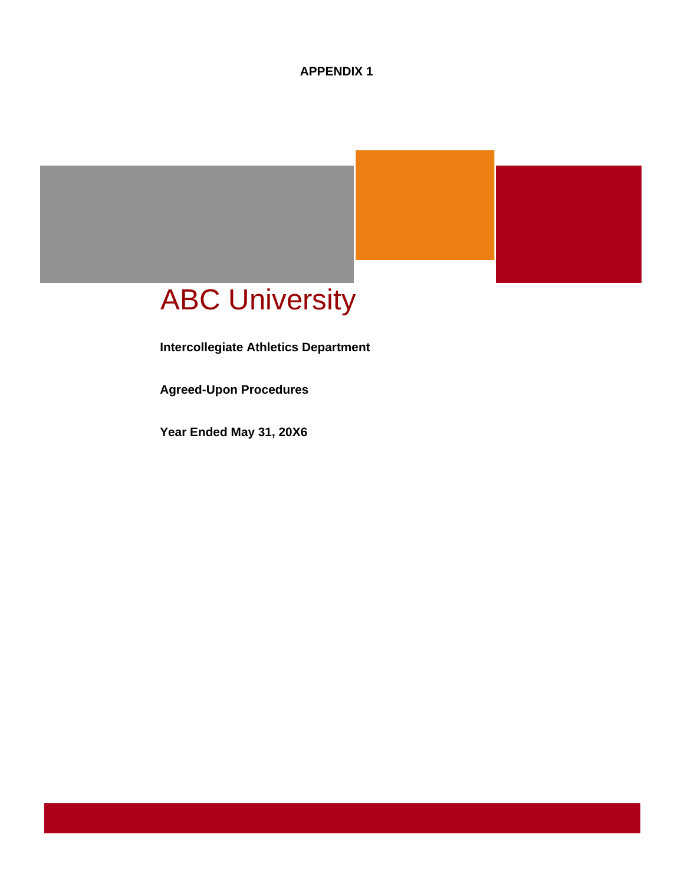**APPENDIX 1**

# ABC University

**Intercollegiate Athletics Department**

**Agreed-Upon Procedures**

**Year Ended May 31, 20X6**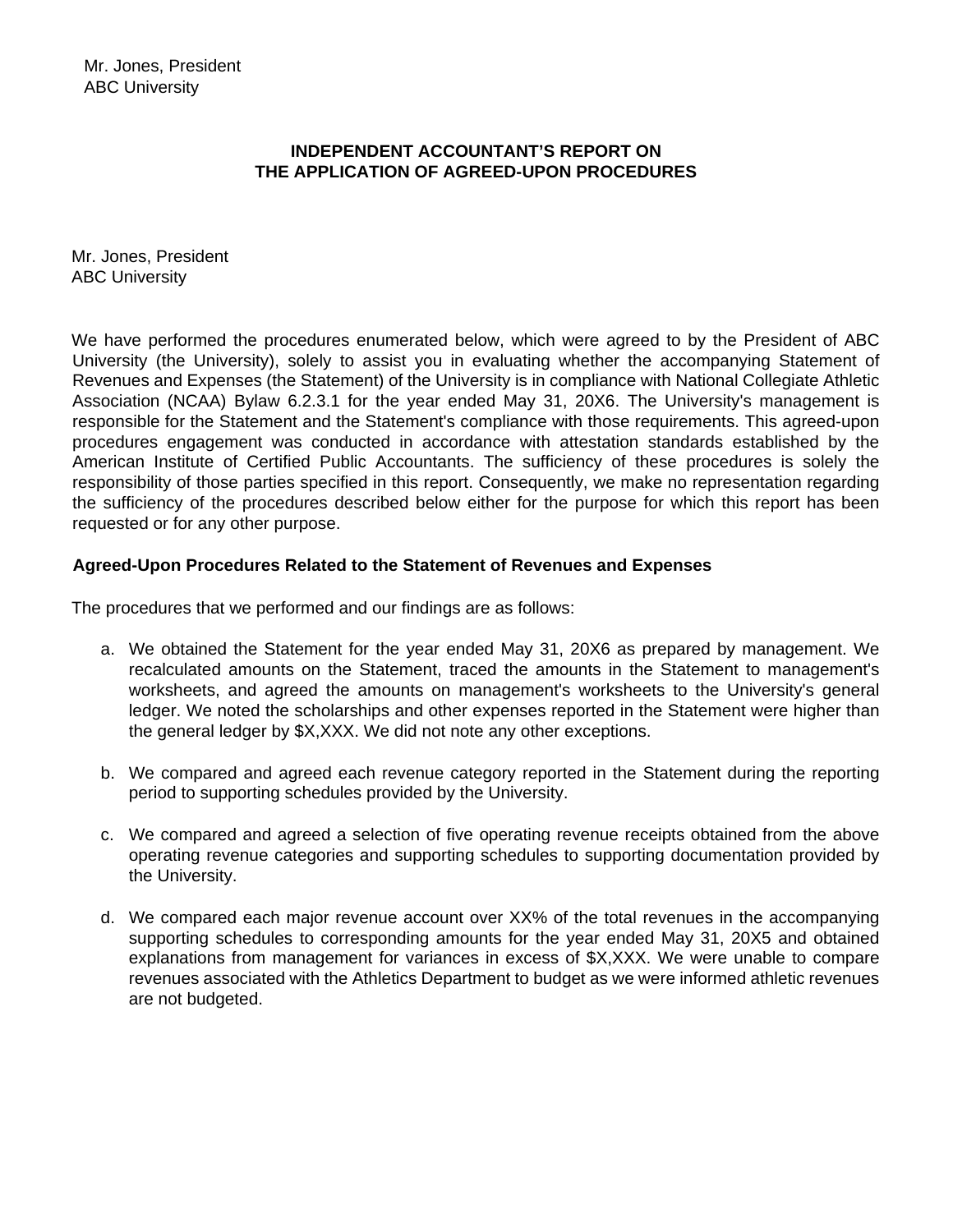Mr. Jones, President
ABC University

**INDEPENDENT ACCOUNTANT'S REPORT ON**
**THE APPLICATION OF AGREED-UPON PROCEDURES**

Mr. Jones, President
ABC University

We have performed the procedures enumerated below, which were agreed to by the President of ABC University (the University), solely to assist you in evaluating whether the accompanying Statement of Revenues and Expenses (the Statement) of the University is in compliance with National Collegiate Athletic Association (NCAA) Bylaw 6.2.3.1 for the year ended May 31, 20X6. The University's management is responsible for the Statement and the Statement's compliance with those requirements. This agreed-upon procedures engagement was conducted in accordance with attestation standards established by the American Institute of Certified Public Accountants. The sufficiency of these procedures is solely the responsibility of those parties specified in this report. Consequently, we make no representation regarding the sufficiency of the procedures described below either for the purpose for which this report has been requested or for any other purpose.

**Agreed-Upon Procedures Related to the Statement of Revenues and Expenses**

The procedures that we performed and our findings are as follows:

a. We obtained the Statement for the year ended May 31, 20X6 as prepared by management. We recalculated amounts on the Statement, traced the amounts in the Statement to management's worksheets, and agreed the amounts on management's worksheets to the University's general ledger. We noted the scholarships and other expenses reported in the Statement were higher than the general ledger by $X,XXX. We did not note any other exceptions.

b. We compared and agreed each revenue category reported in the Statement during the reporting period to supporting schedules provided by the University.

c. We compared and agreed a selection of five operating revenue receipts obtained from the above operating revenue categories and supporting schedules to supporting documentation provided by the University.

d. We compared each major revenue account over XX% of the total revenues in the accompanying supporting schedules to corresponding amounts for the year ended May 31, 20X5 and obtained explanations from management for variances in excess of $X,XXX. We were unable to compare revenues associated with the Athletics Department to budget as we were informed athletic revenues are not budgeted.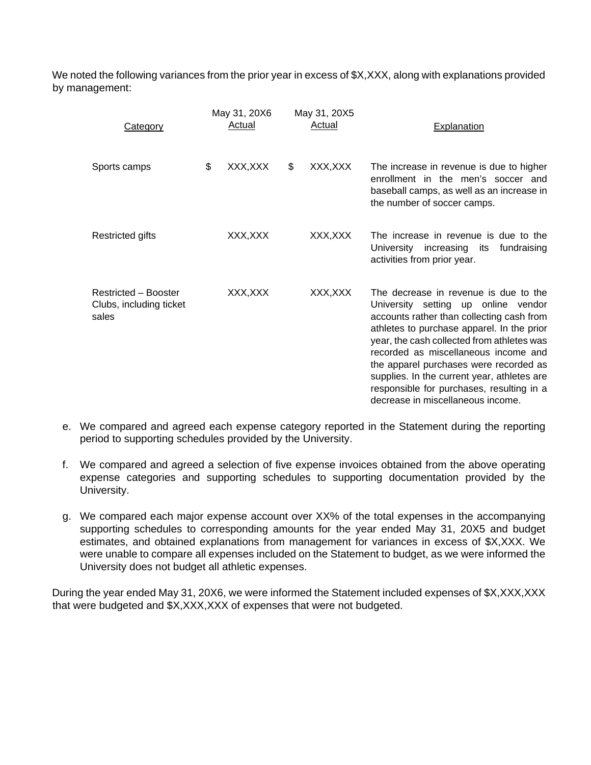We noted the following variances from the prior year in excess of $X,XXX, along with explanations provided by management:

| Category | May 31, 20X6 Actual | May 31, 20X5 Actual | Explanation |
|---|---|---|---|
| Sports camps | $ XXX,XXX | $ XXX,XXX | The increase in revenue is due to higher enrollment in the men's soccer and baseball camps, as well as an increase in the number of soccer camps. |
| Restricted gifts | XXX,XXX | XXX,XXX | The increase in revenue is due to the University increasing its fundraising activities from prior year. |
| Restricted – Booster Clubs, including ticket sales | XXX,XXX | XXX,XXX | The decrease in revenue is due to the University setting up online vendor accounts rather than collecting cash from athletes to purchase apparel. In the prior year, the cash collected from athletes was recorded as miscellaneous income and the apparel purchases were recorded as supplies. In the current year, athletes are responsible for purchases, resulting in a decrease in miscellaneous income. |

e. We compared and agreed each expense category reported in the Statement during the reporting period to supporting schedules provided by the University.

f. We compared and agreed a selection of five expense invoices obtained from the above operating expense categories and supporting schedules to supporting documentation provided by the University.

g. We compared each major expense account over XX% of the total expenses in the accompanying supporting schedules to corresponding amounts for the year ended May 31, 20X5 and budget estimates, and obtained explanations from management for variances in excess of $X,XXX. We were unable to compare all expenses included on the Statement to budget, as we were informed the University does not budget all athletic expenses.

During the year ended May 31, 20X6, we were informed the Statement included expenses of $X,XXX,XXX that were budgeted and $X,XXX,XXX of expenses that were not budgeted.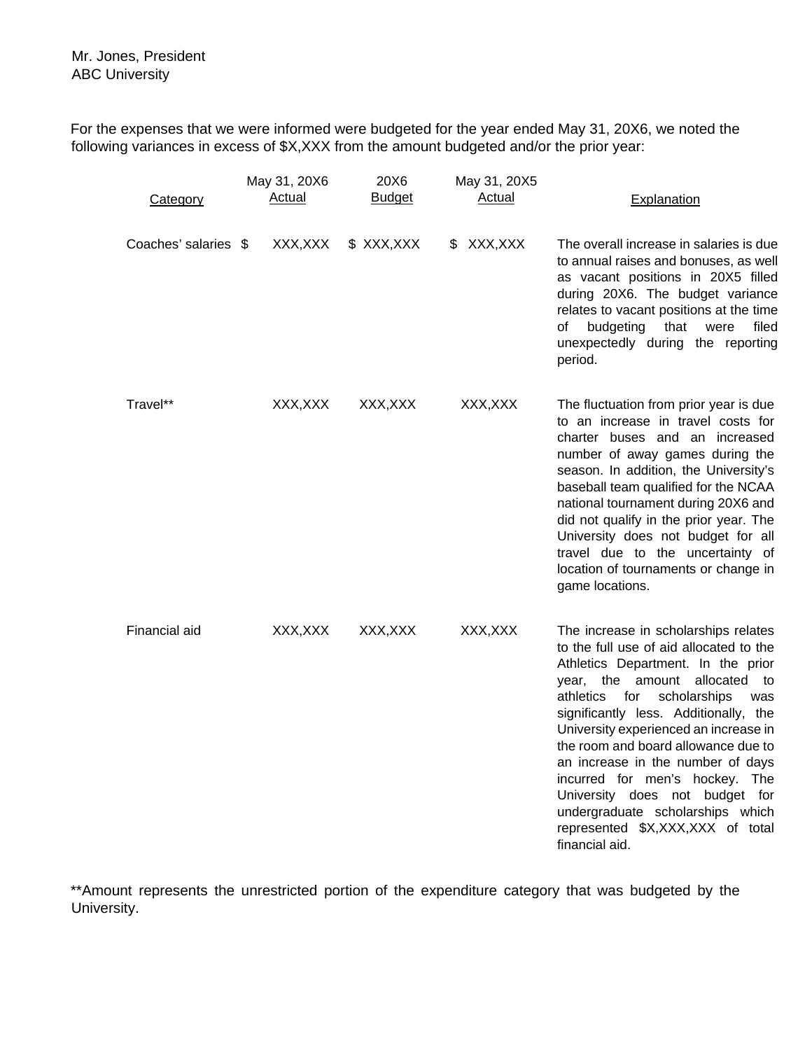Mr. Jones, President
ABC University

For the expenses that we were informed were budgeted for the year ended May 31, 20X6, we noted the following variances in excess of $X,XXX from the amount budgeted and/or the prior year:

| Category | May 31, 20X6 Actual | 20X6 Budget | May 31, 20X5 Actual | Explanation |
|---|---|---|---|---|
| Coaches' salaries | $ XXX,XXX | $ XXX,XXX | $ XXX,XXX | The overall increase in salaries is due to annual raises and bonuses, as well as vacant positions in 20X5 filled during 20X6. The budget variance relates to vacant positions at the time of budgeting that were filed unexpectedly during the reporting period. |
| Travel** | XXX,XXX | XXX,XXX | XXX,XXX | The fluctuation from prior year is due to an increase in travel costs for charter buses and an increased number of away games during the season. In addition, the University's baseball team qualified for the NCAA national tournament during 20X6 and did not qualify in the prior year. The University does not budget for all travel due to the uncertainty of location of tournaments or change in game locations. |
| Financial aid | XXX,XXX | XXX,XXX | XXX,XXX | The increase in scholarships relates to the full use of aid allocated to the Athletics Department. In the prior year, the amount allocated to athletics for scholarships was significantly less. Additionally, the University experienced an increase in the room and board allowance due to an increase in the number of days incurred for men's hockey. The University does not budget for undergraduate scholarships which represented $X,XXX,XXX of total financial aid. |

**Amount represents the unrestricted portion of the expenditure category that was budgeted by the University.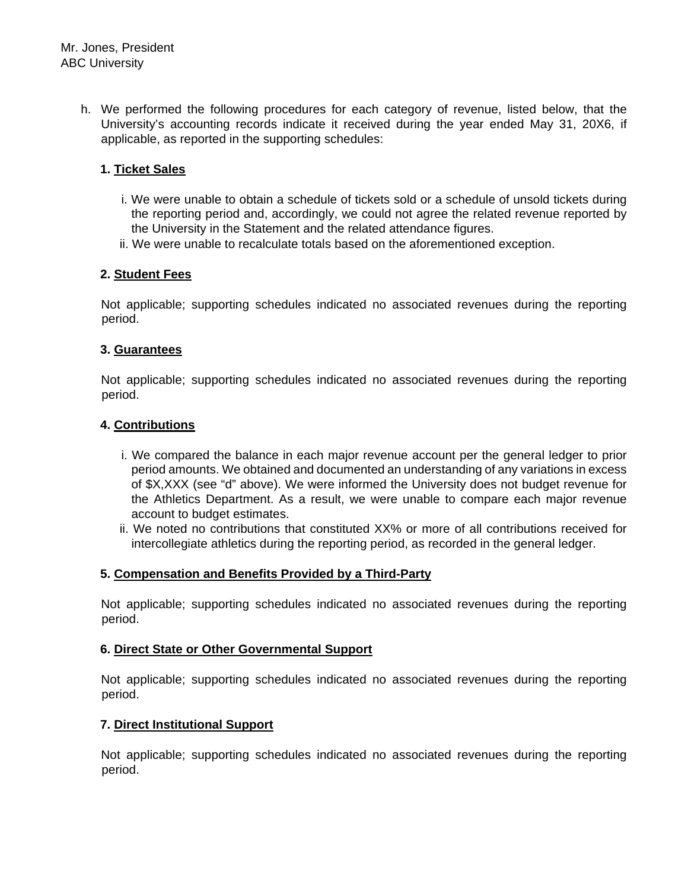Mr. Jones, President
ABC University

h. We performed the following procedures for each category of revenue, listed below, that the University's accounting records indicate it received during the year ended May 31, 20X6, if applicable, as reported in the supporting schedules:

**1. <u>Ticket Sales</u>**

i. We were unable to obtain a schedule of tickets sold or a schedule of unsold tickets during the reporting period and, accordingly, we could not agree the related revenue reported by the University in the Statement and the related attendance figures.
ii. We were unable to recalculate totals based on the aforementioned exception.

**2. <u>Student Fees</u>**

Not applicable; supporting schedules indicated no associated revenues during the reporting period.

**3. <u>Guarantees</u>**

Not applicable; supporting schedules indicated no associated revenues during the reporting period.

**4. <u>Contributions</u>**

i. We compared the balance in each major revenue account per the general ledger to prior period amounts. We obtained and documented an understanding of any variations in excess of $X,XXX (see "d" above). We were informed the University does not budget revenue for the Athletics Department. As a result, we were unable to compare each major revenue account to budget estimates.
ii. We noted no contributions that constituted XX% or more of all contributions received for intercollegiate athletics during the reporting period, as recorded in the general ledger.

**5. <u>Compensation and Benefits Provided by a Third-Party</u>**

Not applicable; supporting schedules indicated no associated revenues during the reporting period.

**6. <u>Direct State or Other Governmental Support</u>**

Not applicable; supporting schedules indicated no associated revenues during the reporting period.

**7. <u>Direct Institutional Support</u>**

Not applicable; supporting schedules indicated no associated revenues during the reporting period.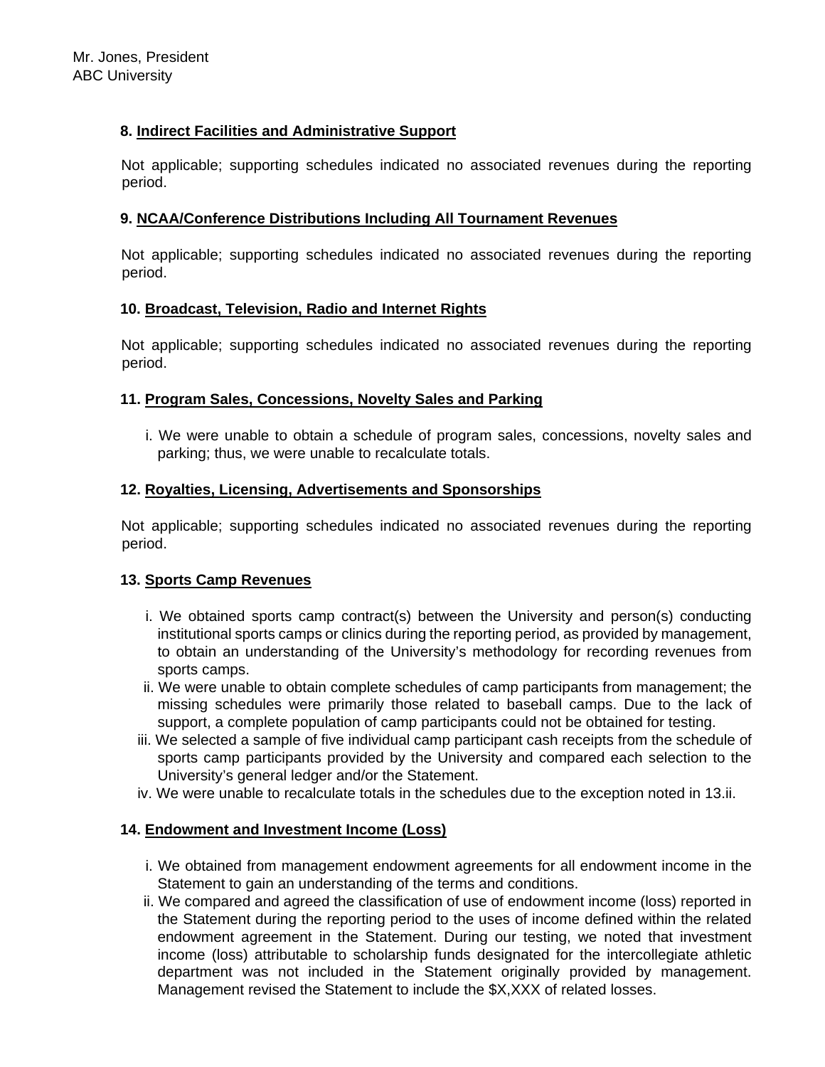Mr. Jones, President
ABC University

**8. Indirect Facilities and Administrative Support**

Not applicable; supporting schedules indicated no associated revenues during the reporting period.

**9. NCAA/Conference Distributions Including All Tournament Revenues**

Not applicable; supporting schedules indicated no associated revenues during the reporting period.

**10. Broadcast, Television, Radio and Internet Rights**

Not applicable; supporting schedules indicated no associated revenues during the reporting period.

**11. Program Sales, Concessions, Novelty Sales and Parking**

i. We were unable to obtain a schedule of program sales, concessions, novelty sales and parking; thus, we were unable to recalculate totals.

**12. Royalties, Licensing, Advertisements and Sponsorships**

Not applicable; supporting schedules indicated no associated revenues during the reporting period.

**13. Sports Camp Revenues**

i. We obtained sports camp contract(s) between the University and person(s) conducting institutional sports camps or clinics during the reporting period, as provided by management, to obtain an understanding of the University's methodology for recording revenues from sports camps.

ii. We were unable to obtain complete schedules of camp participants from management; the missing schedules were primarily those related to baseball camps. Due to the lack of support, a complete population of camp participants could not be obtained for testing.

iii. We selected a sample of five individual camp participant cash receipts from the schedule of sports camp participants provided by the University and compared each selection to the University's general ledger and/or the Statement.

iv. We were unable to recalculate totals in the schedules due to the exception noted in 13.ii.

**14. Endowment and Investment Income (Loss)**

i. We obtained from management endowment agreements for all endowment income in the Statement to gain an understanding of the terms and conditions.

ii. We compared and agreed the classification of use of endowment income (loss) reported in the Statement during the reporting period to the uses of income defined within the related endowment agreement in the Statement. During our testing, we noted that investment income (loss) attributable to scholarship funds designated for the intercollegiate athletic department was not included in the Statement originally provided by management. Management revised the Statement to include the $X,XXX of related losses.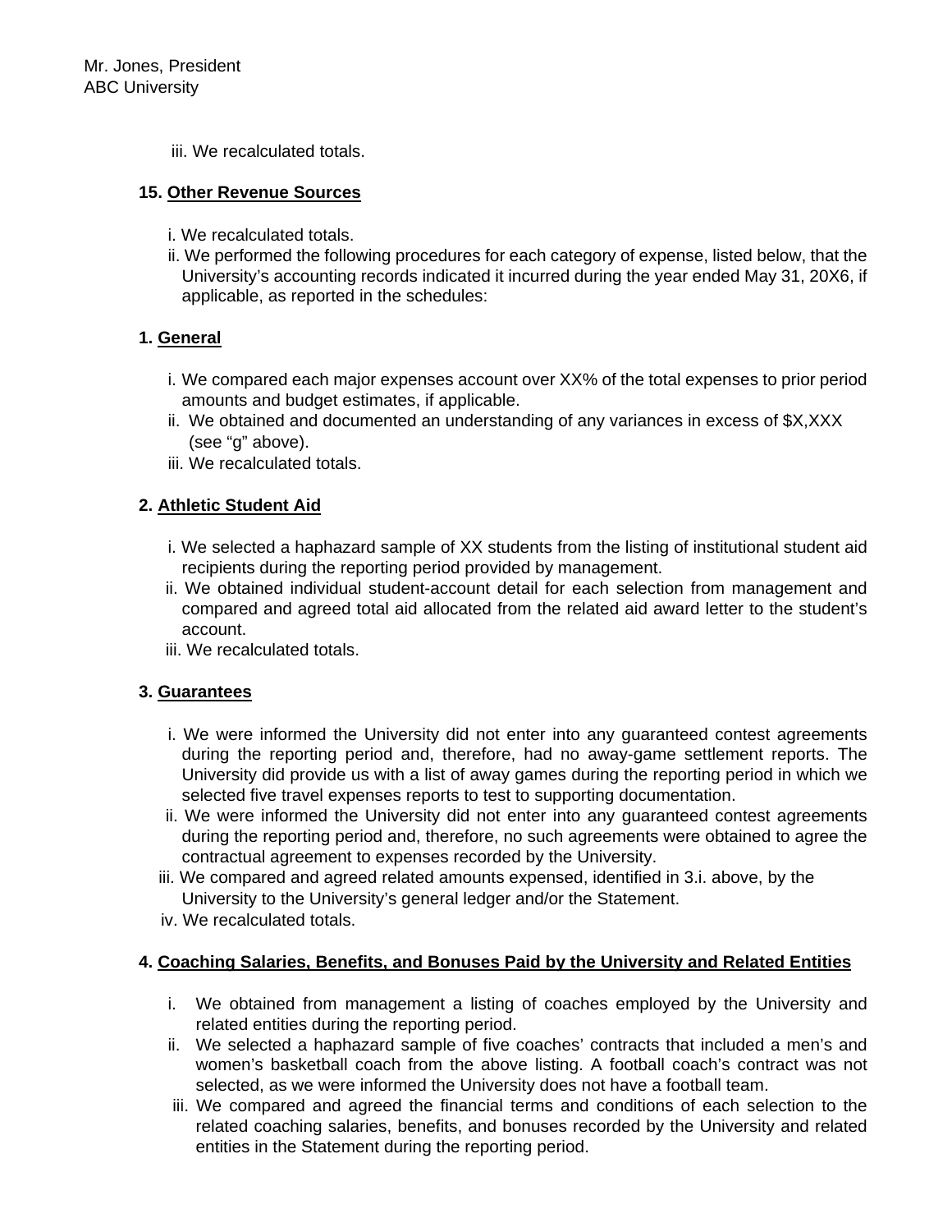Mr. Jones, President
ABC University

iii. We recalculated totals.

**15. Other Revenue Sources**

i. We recalculated totals.
ii. We performed the following procedures for each category of expense, listed below, that the University's accounting records indicated it incurred during the year ended May 31, 20X6, if applicable, as reported in the schedules:

**1. General**

i. We compared each major expenses account over XX% of the total expenses to prior period amounts and budget estimates, if applicable.
ii. We obtained and documented an understanding of any variances in excess of $X,XXX (see "g" above).
iii. We recalculated totals.

**2. Athletic Student Aid**

i. We selected a haphazard sample of XX students from the listing of institutional student aid recipients during the reporting period provided by management.
ii. We obtained individual student-account detail for each selection from management and compared and agreed total aid allocated from the related aid award letter to the student's account.
iii. We recalculated totals.

**3. Guarantees**

i. We were informed the University did not enter into any guaranteed contest agreements during the reporting period and, therefore, had no away-game settlement reports. The University did provide us with a list of away games during the reporting period in which we selected five travel expenses reports to test to supporting documentation.
ii. We were informed the University did not enter into any guaranteed contest agreements during the reporting period and, therefore, no such agreements were obtained to agree the contractual agreement to expenses recorded by the University.
iii. We compared and agreed related amounts expensed, identified in 3.i. above, by the University to the University's general ledger and/or the Statement.
iv. We recalculated totals.

**4. Coaching Salaries, Benefits, and Bonuses Paid by the University and Related Entities**

i. We obtained from management a listing of coaches employed by the University and related entities during the reporting period.
ii. We selected a haphazard sample of five coaches' contracts that included a men's and women's basketball coach from the above listing. A football coach's contract was not selected, as we were informed the University does not have a football team.
iii. We compared and agreed the financial terms and conditions of each selection to the related coaching salaries, benefits, and bonuses recorded by the University and related entities in the Statement during the reporting period.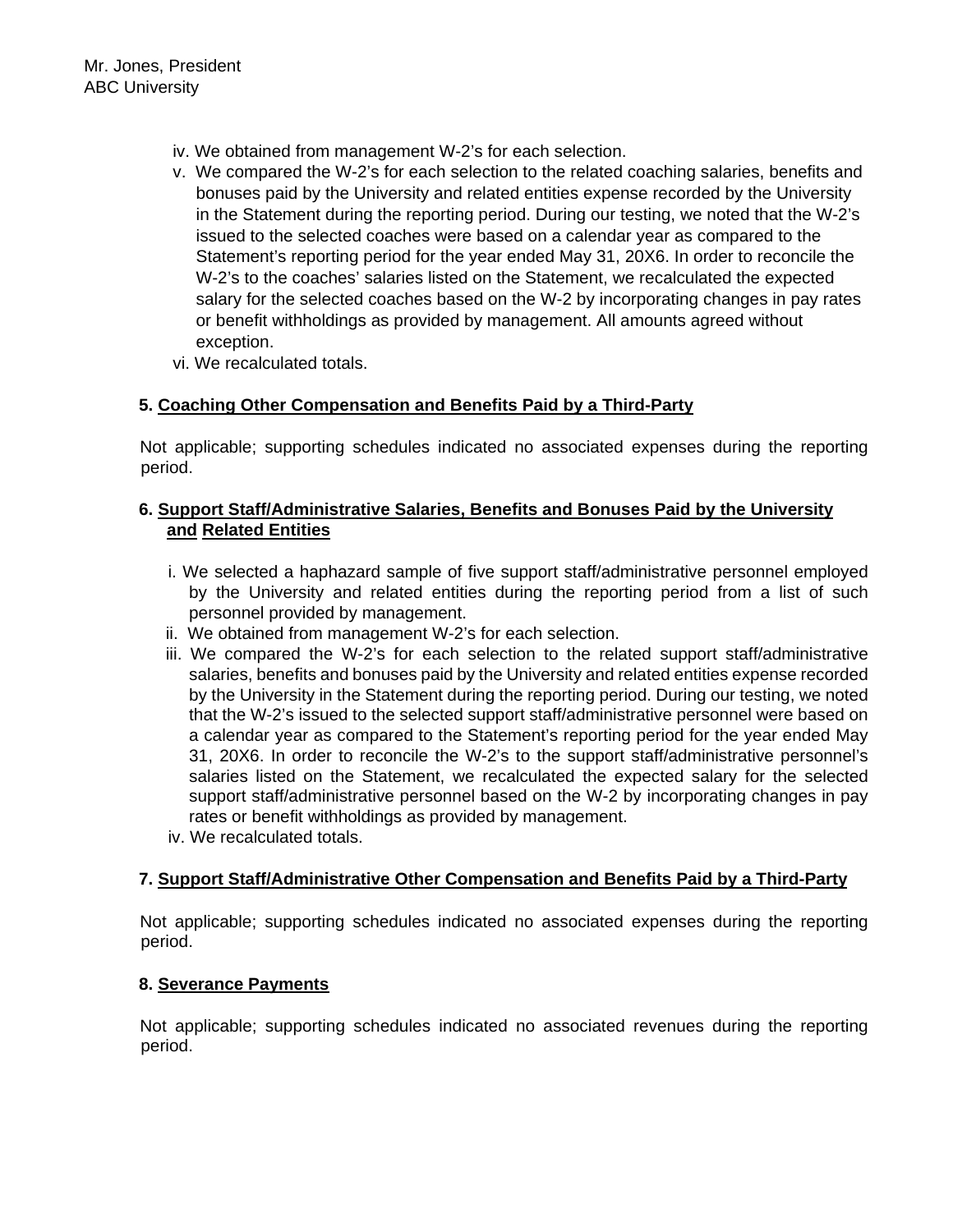Mr. Jones, President
ABC University

iv. We obtained from management W-2's for each selection.

v. We compared the W-2's for each selection to the related coaching salaries, benefits and bonuses paid by the University and related entities expense recorded by the University in the Statement during the reporting period. During our testing, we noted that the W-2's issued to the selected coaches were based on a calendar year as compared to the Statement's reporting period for the year ended May 31, 20X6. In order to reconcile the W-2's to the coaches' salaries listed on the Statement, we recalculated the expected salary for the selected coaches based on the W-2 by incorporating changes in pay rates or benefit withholdings as provided by management. All amounts agreed without exception.

vi. We recalculated totals.

**5. <u>Coaching Other Compensation and Benefits Paid by a Third-Party</u>**

Not applicable; supporting schedules indicated no associated expenses during the reporting period.

**6. <u>Support Staff/Administrative Salaries, Benefits and Bonuses Paid by the University and Related Entities</u>**

i. We selected a haphazard sample of five support staff/administrative personnel employed by the University and related entities during the reporting period from a list of such personnel provided by management.

ii. We obtained from management W-2's for each selection.

iii. We compared the W-2's for each selection to the related support staff/administrative salaries, benefits and bonuses paid by the University and related entities expense recorded by the University in the Statement during the reporting period. During our testing, we noted that the W-2's issued to the selected support staff/administrative personnel were based on a calendar year as compared to the Statement's reporting period for the year ended May 31, 20X6. In order to reconcile the W-2's to the support staff/administrative personnel's salaries listed on the Statement, we recalculated the expected salary for the selected support staff/administrative personnel based on the W-2 by incorporating changes in pay rates or benefit withholdings as provided by management.

iv. We recalculated totals.

**7. <u>Support Staff/Administrative Other Compensation and Benefits Paid by a Third-Party</u>**

Not applicable; supporting schedules indicated no associated expenses during the reporting period.

**8. <u>Severance Payments</u>**

Not applicable; supporting schedules indicated no associated revenues during the reporting period.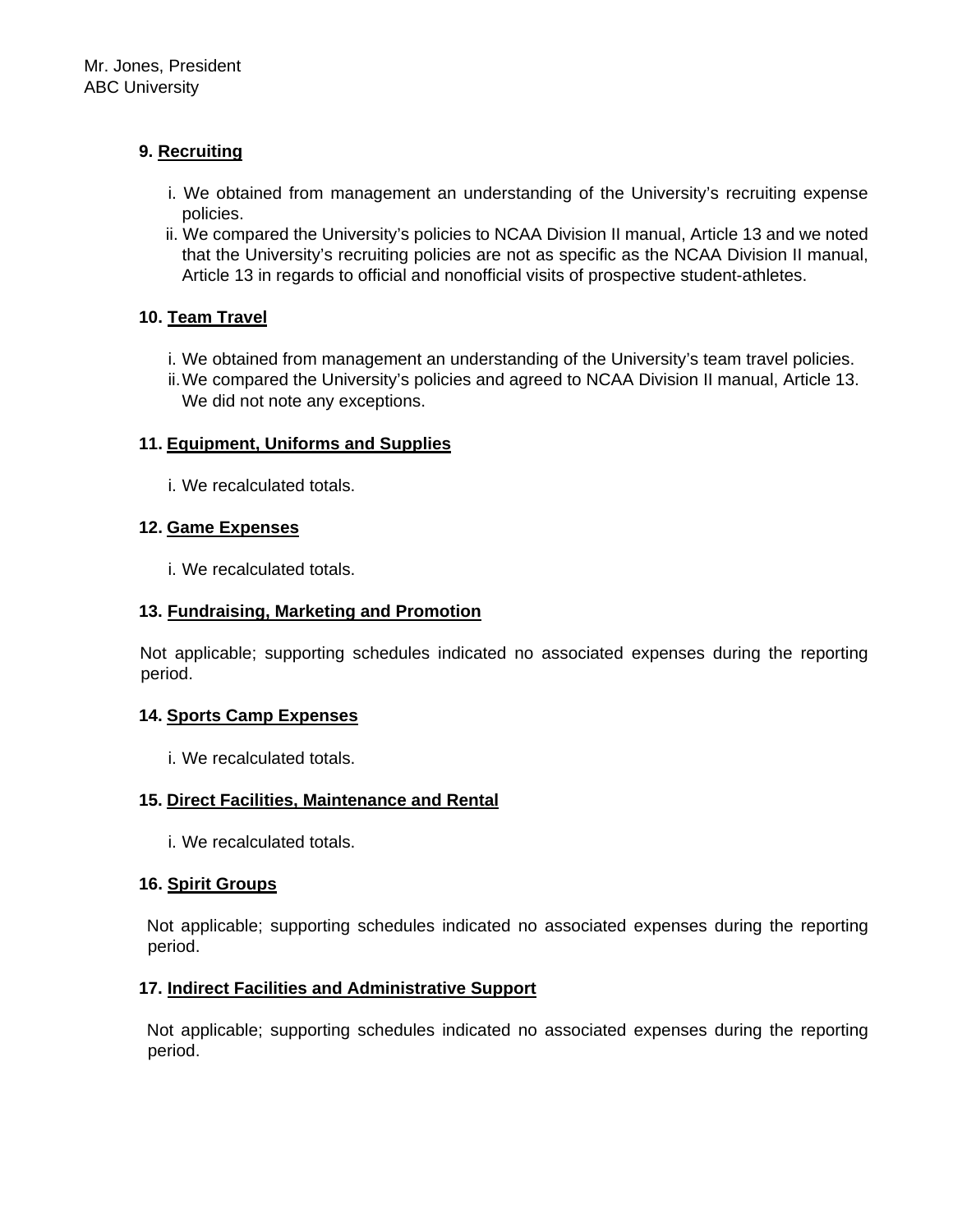Mr. Jones, President
ABC University

**9. Recruiting**

i. We obtained from management an understanding of the University's recruiting expense policies.
ii. We compared the University's policies to NCAA Division II manual, Article 13 and we noted that the University's recruiting policies are not as specific as the NCAA Division II manual, Article 13 in regards to official and nonofficial visits of prospective student-athletes.

**10. Team Travel**

i. We obtained from management an understanding of the University's team travel policies.
ii. We compared the University's policies and agreed to NCAA Division II manual, Article 13. We did not note any exceptions.

**11. Equipment, Uniforms and Supplies**

i. We recalculated totals.

**12. Game Expenses**

i. We recalculated totals.

**13. Fundraising, Marketing and Promotion**

Not applicable; supporting schedules indicated no associated expenses during the reporting period.

**14. Sports Camp Expenses**

i. We recalculated totals.

**15. Direct Facilities, Maintenance and Rental**

i. We recalculated totals.

**16. Spirit Groups**

Not applicable; supporting schedules indicated no associated expenses during the reporting period.

**17. Indirect Facilities and Administrative Support**

Not applicable; supporting schedules indicated no associated expenses during the reporting period.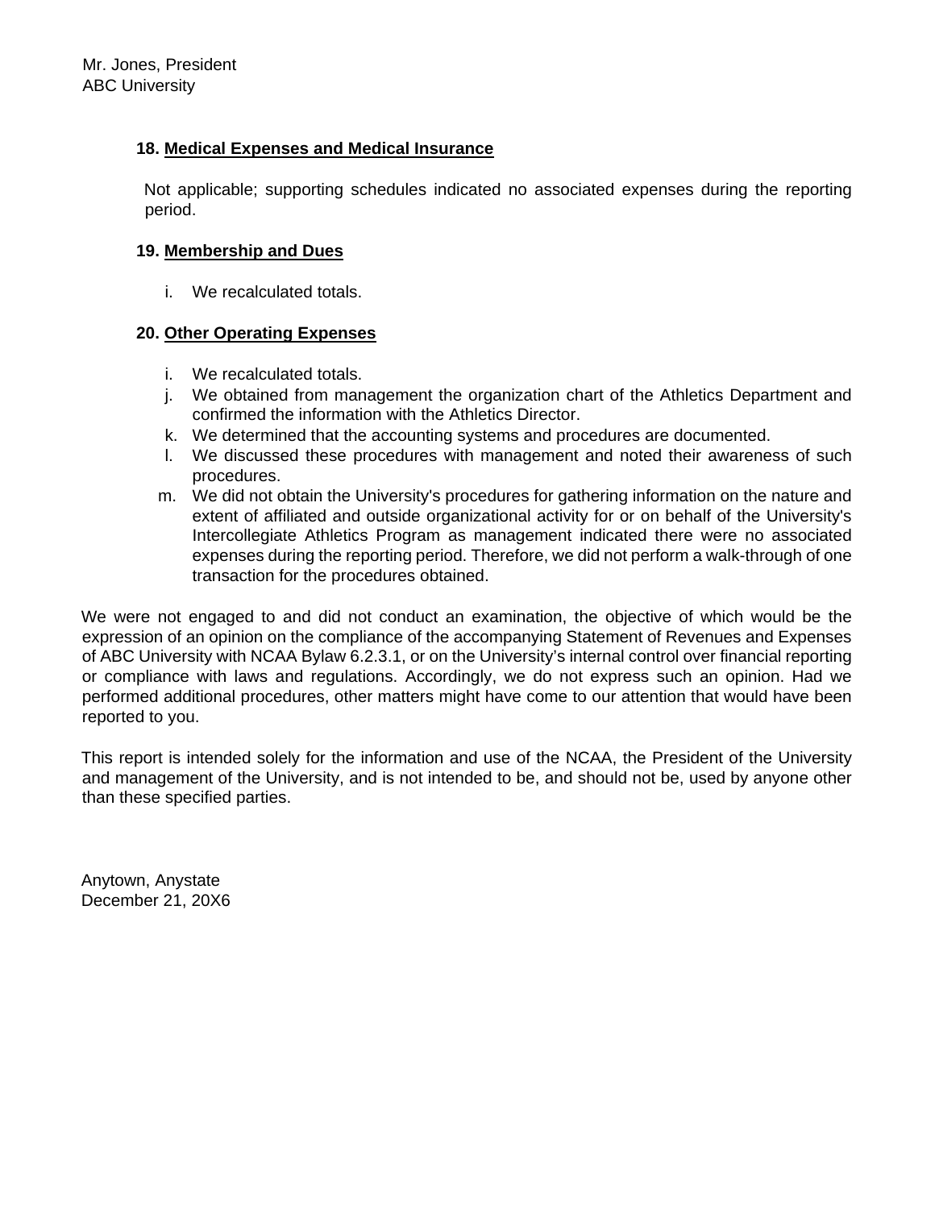Mr. Jones, President
ABC University

**18. Medical Expenses and Medical Insurance**

Not applicable; supporting schedules indicated no associated expenses during the reporting period.

**19. Membership and Dues**

i. We recalculated totals.

**20. Other Operating Expenses**

i. We recalculated totals.
j. We obtained from management the organization chart of the Athletics Department and confirmed the information with the Athletics Director.
k. We determined that the accounting systems and procedures are documented.
l. We discussed these procedures with management and noted their awareness of such procedures.
m. We did not obtain the University's procedures for gathering information on the nature and extent of affiliated and outside organizational activity for or on behalf of the University's Intercollegiate Athletics Program as management indicated there were no associated expenses during the reporting period. Therefore, we did not perform a walk-through of one transaction for the procedures obtained.

We were not engaged to and did not conduct an examination, the objective of which would be the expression of an opinion on the compliance of the accompanying Statement of Revenues and Expenses of ABC University with NCAA Bylaw 6.2.3.1, or on the University's internal control over financial reporting or compliance with laws and regulations. Accordingly, we do not express such an opinion. Had we performed additional procedures, other matters might have come to our attention that would have been reported to you.

This report is intended solely for the information and use of the NCAA, the President of the University and management of the University, and is not intended to be, and should not be, used by anyone other than these specified parties.

Anytown, Anystate
December 21, 20X6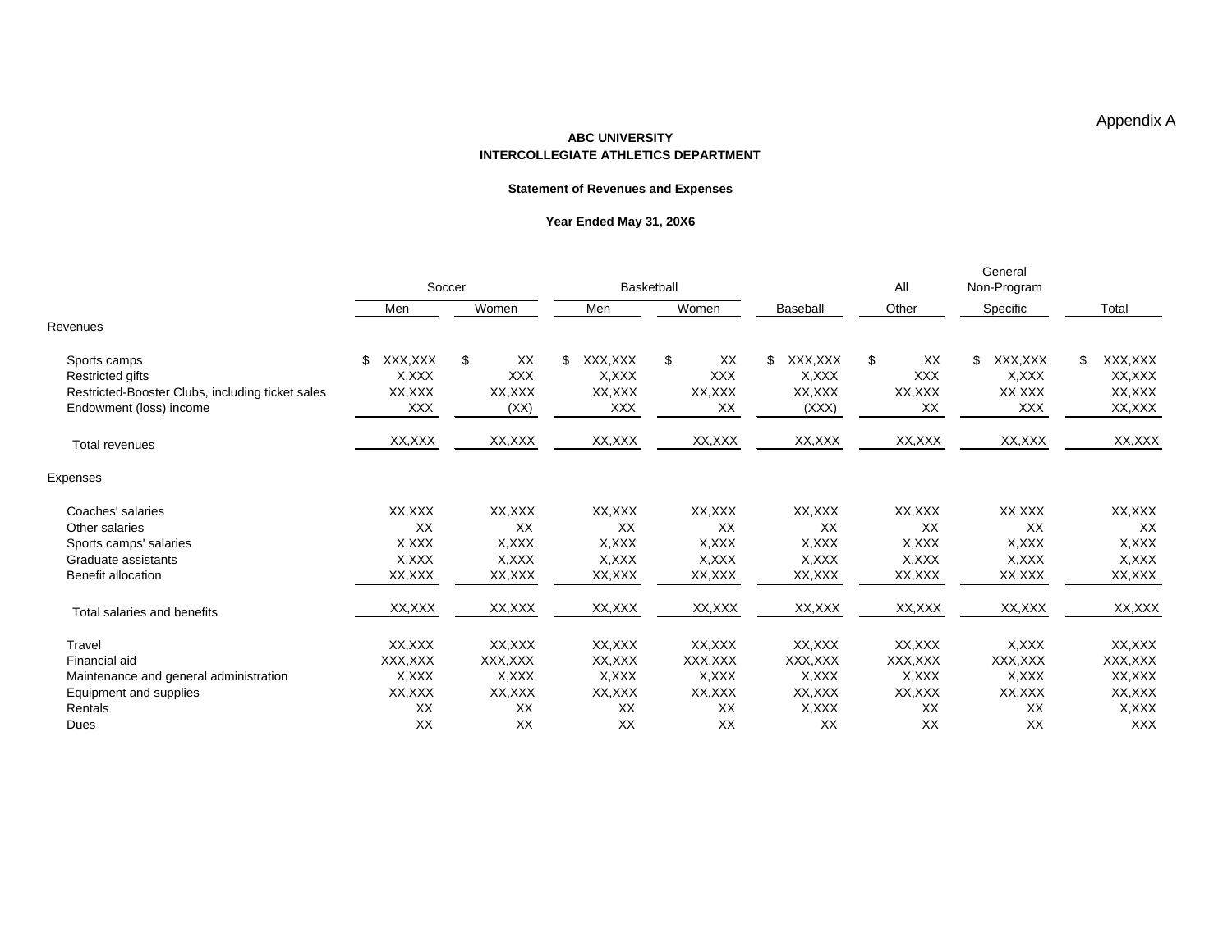Appendix A

**ABC UNIVERSITY**
**INTERCOLLEGIATE ATHLETICS DEPARTMENT**

**Statement of Revenues and Expenses**

**Year Ended May 31, 20X6**

| | Soccer | | Basketball | | | All | General Non-Program | |
|---|---|---|---|---|---|---|---|---|
| | Men | Women | Men | Women | Baseball | Other | Specific | Total |
| Revenues | | | | | | | | |
| Sports camps | $ XXX,XXX | $ XX | $ XXX,XXX | $ XX | $ XXX,XXX | $ XX | $ XXX,XXX | $ XXX,XXX |
| Restricted gifts | X,XXX | XXX | X,XXX | XXX | X,XXX | XXX | X,XXX | XX,XXX |
| Restricted-Booster Clubs, including ticket sales | XX,XXX | XX,XXX | XX,XXX | XX,XXX | XX,XXX | XX,XXX | XX,XXX | XX,XXX |
| Endowment (loss) income | XXX | (XX) | XXX | XX | (XXX) | XX | XXX | XX,XXX |
| Total revenues | XX,XXX | XX,XXX | XX,XXX | XX,XXX | XX,XXX | XX,XXX | XX,XXX | XX,XXX |
| Expenses | | | | | | | | |
| Coaches' salaries | XX,XXX | XX,XXX | XX,XXX | XX,XXX | XX,XXX | XX,XXX | XX,XXX | XX,XXX |
| Other salaries | XX | XX | XX | XX | XX | XX | XX | XX |
| Sports camps' salaries | X,XXX | X,XXX | X,XXX | X,XXX | X,XXX | X,XXX | X,XXX | X,XXX |
| Graduate assistants | X,XXX | X,XXX | X,XXX | X,XXX | X,XXX | X,XXX | X,XXX | X,XXX |
| Benefit allocation | XX,XXX | XX,XXX | XX,XXX | XX,XXX | XX,XXX | XX,XXX | XX,XXX | XX,XXX |
| Total salaries and benefits | XX,XXX | XX,XXX | XX,XXX | XX,XXX | XX,XXX | XX,XXX | XX,XXX | XX,XXX |
| Travel | XX,XXX | XX,XXX | XX,XXX | XX,XXX | XX,XXX | XX,XXX | X,XXX | XX,XXX |
| Financial aid | XXX,XXX | XXX,XXX | XX,XXX | XXX,XXX | XXX,XXX | XXX,XXX | XXX,XXX | XXX,XXX |
| Maintenance and general administration | X,XXX | X,XXX | X,XXX | X,XXX | X,XXX | X,XXX | X,XXX | XX,XXX |
| Equipment and supplies | XX,XXX | XX,XXX | XX,XXX | XX,XXX | XX,XXX | XX,XXX | XX,XXX | XX,XXX |
| Rentals | XX | XX | XX | XX | X,XXX | XX | XX | X,XXX |
| Dues | XX | XX | XX | XX | XX | XX | XX | XXX |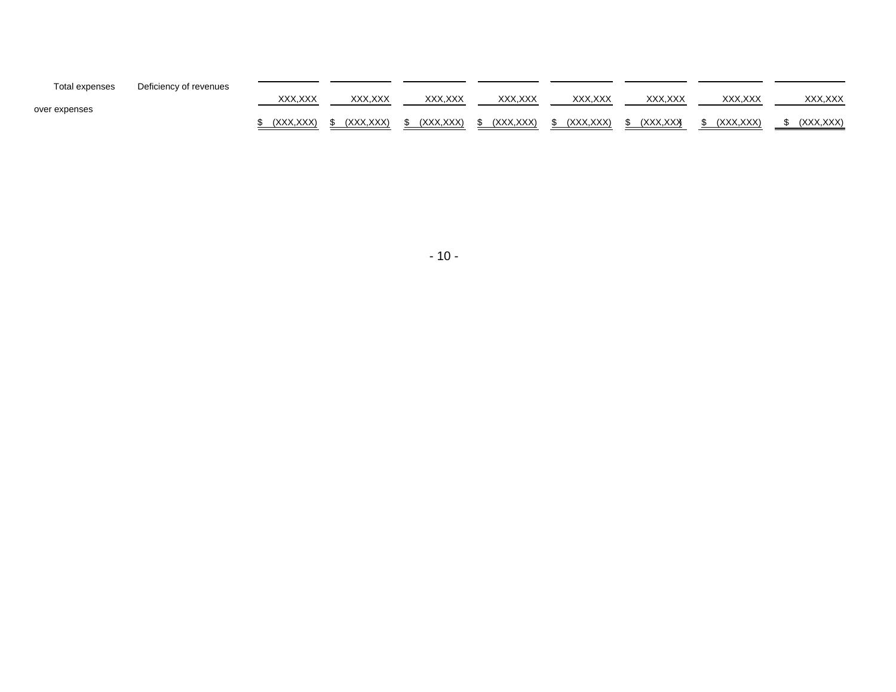| | | | | | | | | |
|---|---|---|---|---|---|---|---|---|
| Total expenses | XXX,XXX | XXX,XXX | XXX,XXX | XXX,XXX | XXX,XXX | XXX,XXX | XXX,XXX | XXX,XXX |
| Deficiency of revenues over expenses | $ (XXX,XXX) | $ (XXX,XXX) | $ (XXX,XXX) | $ (XXX,XXX) | $ (XXX,XXX) | $ (XXX,XXX) | $ (XXX,XXX) | $ (XXX,XXX) |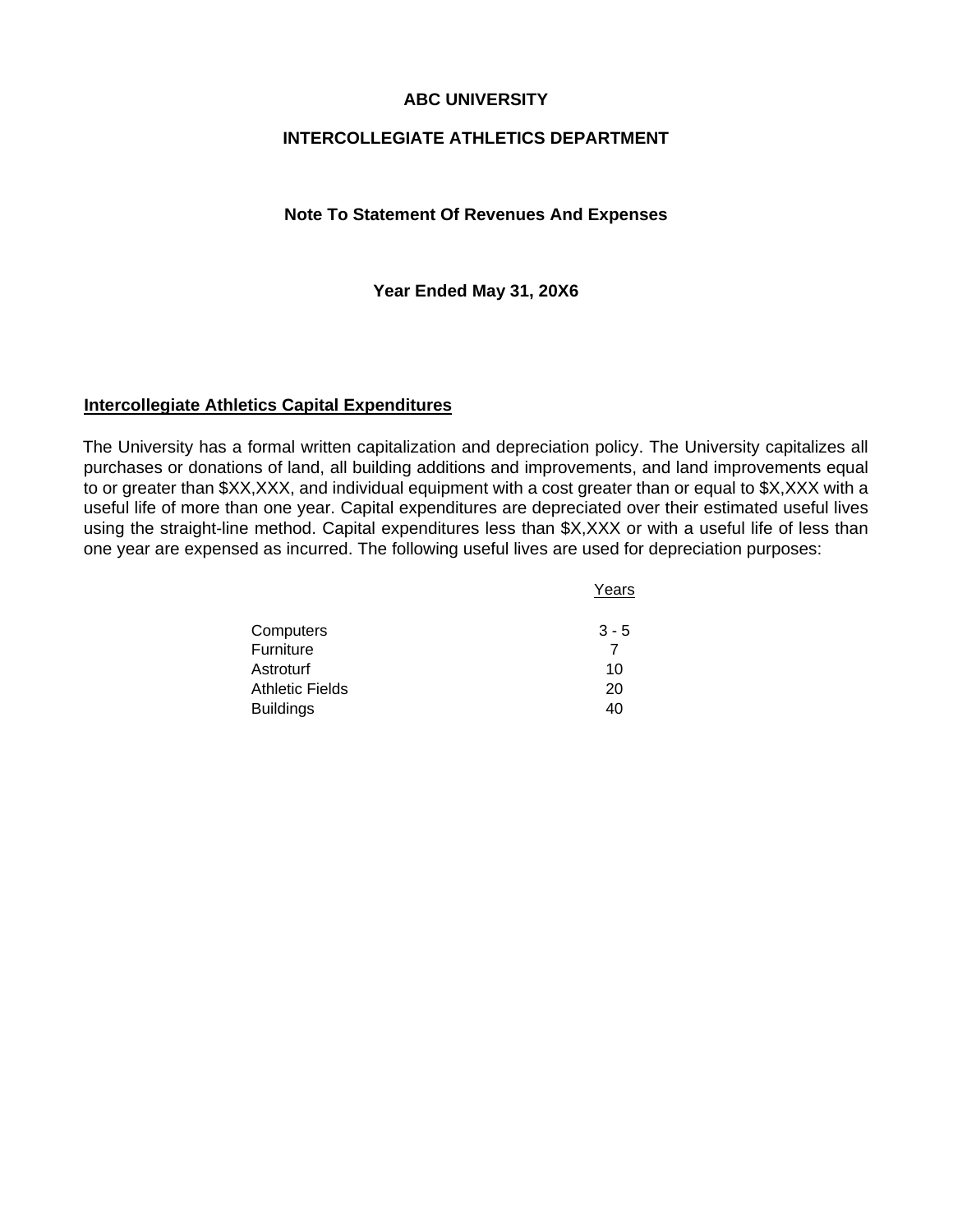# ABC UNIVERSITY

## INTERCOLLEGIATE ATHLETICS DEPARTMENT

### Note To Statement Of Revenues And Expenses

### Year Ended May 31, 20X6

**Intercollegiate Athletics Capital Expenditures**

The University has a formal written capitalization and depreciation policy. The University capitalizes all purchases or donations of land, all building additions and improvements, and land improvements equal to or greater than $XX,XXX, and individual equipment with a cost greater than or equal to $X,XXX with a useful life of more than one year. Capital expenditures are depreciated over their estimated useful lives using the straight-line method. Capital expenditures less than $X,XXX or with a useful life of less than one year are expensed as incurred. The following useful lives are used for depreciation purposes:

| | Years |
|---|---|
| Computers | 3 - 5 |
| Furniture | 7 |
| Astroturf | 10 |
| Athletic Fields | 20 |
| Buildings | 40 |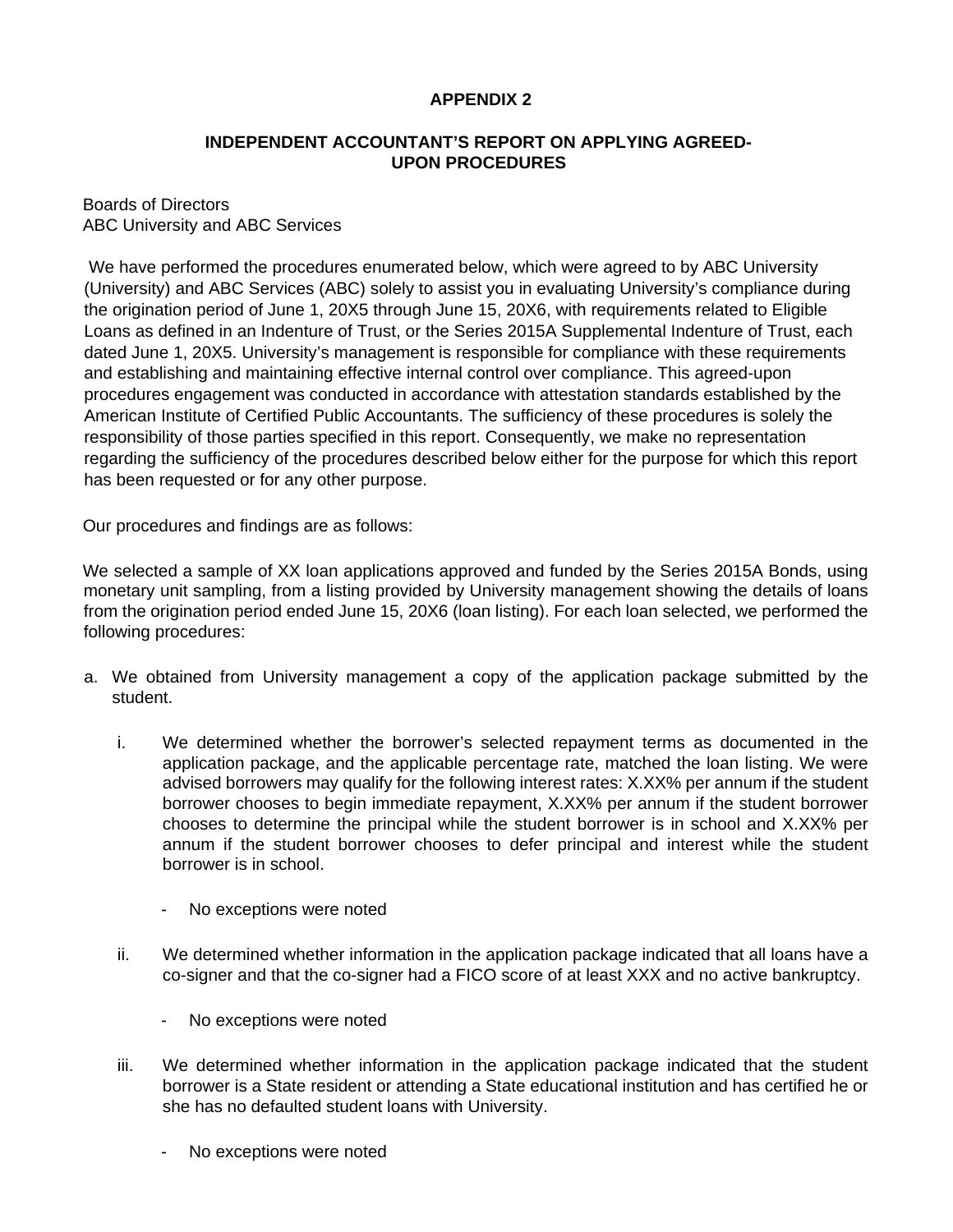**APPENDIX 2**

**INDEPENDENT ACCOUNTANT'S REPORT ON APPLYING AGREED-UPON PROCEDURES**

Boards of Directors
ABC University and ABC Services

We have performed the procedures enumerated below, which were agreed to by ABC University (University) and ABC Services (ABC) solely to assist you in evaluating University's compliance during the origination period of June 1, 20X5 through June 15, 20X6, with requirements related to Eligible Loans as defined in an Indenture of Trust, or the Series 2015A Supplemental Indenture of Trust, each dated June 1, 20X5. University's management is responsible for compliance with these requirements and establishing and maintaining effective internal control over compliance. This agreed-upon procedures engagement was conducted in accordance with attestation standards established by the American Institute of Certified Public Accountants. The sufficiency of these procedures is solely the responsibility of those parties specified in this report. Consequently, we make no representation regarding the sufficiency of the procedures described below either for the purpose for which this report has been requested or for any other purpose.

Our procedures and findings are as follows:

We selected a sample of XX loan applications approved and funded by the Series 2015A Bonds, using monetary unit sampling, from a listing provided by University management showing the details of loans from the origination period ended June 15, 20X6 (loan listing). For each loan selected, we performed the following procedures:

a. We obtained from University management a copy of the application package submitted by the student.

   i. We determined whether the borrower's selected repayment terms as documented in the application package, and the applicable percentage rate, matched the loan listing. We were advised borrowers may qualify for the following interest rates: X.XX% per annum if the student borrower chooses to begin immediate repayment, X.XX% per annum if the student borrower chooses to determine the principal while the student borrower is in school and X.XX% per annum if the student borrower chooses to defer principal and interest while the student borrower is in school.

      - No exceptions were noted

   ii. We determined whether information in the application package indicated that all loans have a co-signer and that the co-signer had a FICO score of at least XXX and no active bankruptcy.

      - No exceptions were noted

   iii. We determined whether information in the application package indicated that the student borrower is a State resident or attending a State educational institution and has certified he or she has no defaulted student loans with University.

      - No exceptions were noted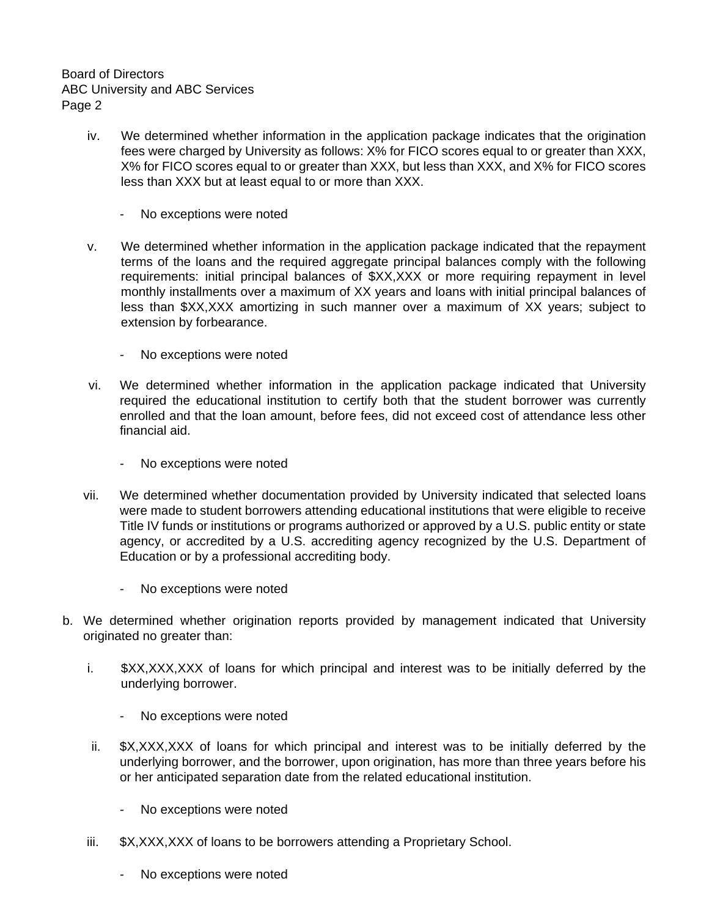iv. We determined whether information in the application package indicates that the origination fees were charged by University as follows: X% for FICO scores equal to or greater than XXX, X% for FICO scores equal to or greater than XXX, but less than XXX, and X% for FICO scores less than XXX but at least equal to or more than XXX.

   - No exceptions were noted

v. We determined whether information in the application package indicated that the repayment terms of the loans and the required aggregate principal balances comply with the following requirements: initial principal balances of $XX,XXX or more requiring repayment in level monthly installments over a maximum of XX years and loans with initial principal balances of less than $XX,XXX amortizing in such manner over a maximum of XX years; subject to extension by forbearance.

   - No exceptions were noted

vi. We determined whether information in the application package indicated that University required the educational institution to certify both that the student borrower was currently enrolled and that the loan amount, before fees, did not exceed cost of attendance less other financial aid.

   - No exceptions were noted

vii. We determined whether documentation provided by University indicated that selected loans were made to student borrowers attending educational institutions that were eligible to receive Title IV funds or institutions or programs authorized or approved by a U.S. public entity or state agency, or accredited by a U.S. accrediting agency recognized by the U.S. Department of Education or by a professional accrediting body.

   - No exceptions were noted

b. We determined whether origination reports provided by management indicated that University originated no greater than:

   i. $XX,XXX,XXX of loans for which principal and interest was to be initially deferred by the underlying borrower.

      - No exceptions were noted

   ii. $X,XXX,XXX of loans for which principal and interest was to be initially deferred by the underlying borrower, and the borrower, upon origination, has more than three years before his or her anticipated separation date from the related educational institution.

      - No exceptions were noted

   iii. $X,XXX,XXX of loans to be borrowers attending a Proprietary School.

      - No exceptions were noted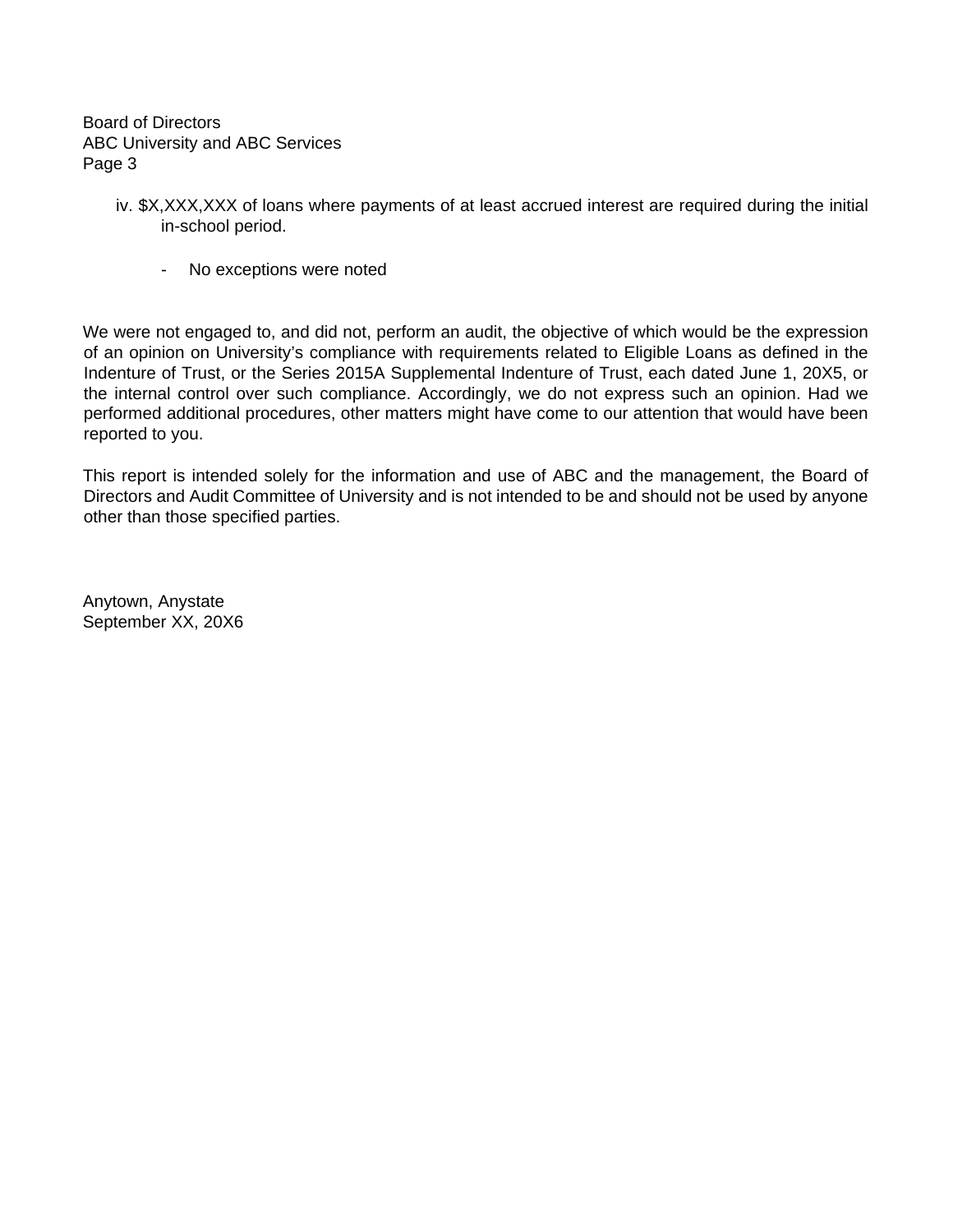iv. $X,XXX,XXX of loans where payments of at least accrued interest are required during the initial in-school period.

- No exceptions were noted

We were not engaged to, and did not, perform an audit, the objective of which would be the expression of an opinion on University's compliance with requirements related to Eligible Loans as defined in the Indenture of Trust, or the Series 2015A Supplemental Indenture of Trust, each dated June 1, 20X5, or the internal control over such compliance. Accordingly, we do not express such an opinion. Had we performed additional procedures, other matters might have come to our attention that would have been reported to you.

This report is intended solely for the information and use of ABC and the management, the Board of Directors and Audit Committee of University and is not intended to be and should not be used by anyone other than those specified parties.

Anytown, Anystate
September XX, 20X6